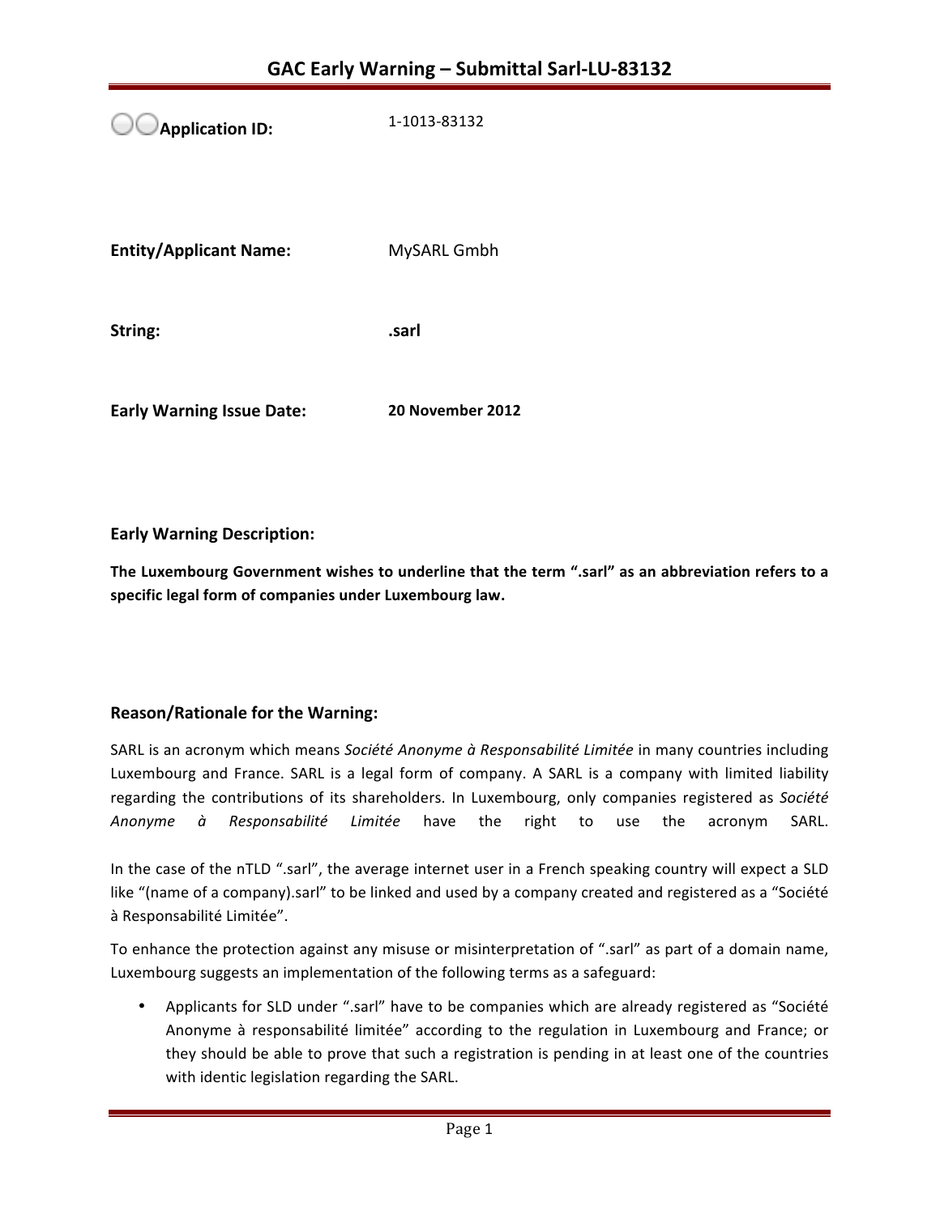# GAC Early Warning – Submittal Sarl-LU-83132

| | |
|---|---|
| **Application ID:** | 1-1013-83132 |
| **Entity/Applicant Name:** | MySARL Gmbh |
| **String:** | **.sarl** |
| **Early Warning Issue Date:** | **20 November 2012** |

## Early Warning Description:

**The Luxembourg Government wishes to underline that the term ".sarl" as an abbreviation refers to a specific legal form of companies under Luxembourg law.**

## Reason/Rationale for the Warning:

SARL is an acronym which means *Société Anonyme à Responsabilité Limitée* in many countries including Luxembourg and France. SARL is a legal form of company. A SARL is a company with limited liability regarding the contributions of its shareholders. In Luxembourg, only companies registered as *Société Anonyme à Responsabilité Limitée* have the right to use the acronym SARL.

In the case of the nTLD ".sarl", the average internet user in a French speaking country will expect a SLD like "(name of a company).sarl" to be linked and used by a company created and registered as a "Société à Responsabilité Limitée".

To enhance the protection against any misuse or misinterpretation of ".sarl" as part of a domain name, Luxembourg suggests an implementation of the following terms as a safeguard:

- Applicants for SLD under ".sarl" have to be companies which are already registered as "Société Anonyme à responsabilité limitée" according to the regulation in Luxembourg and France; or they should be able to prove that such a registration is pending in at least one of the countries with identic legislation regarding the SARL.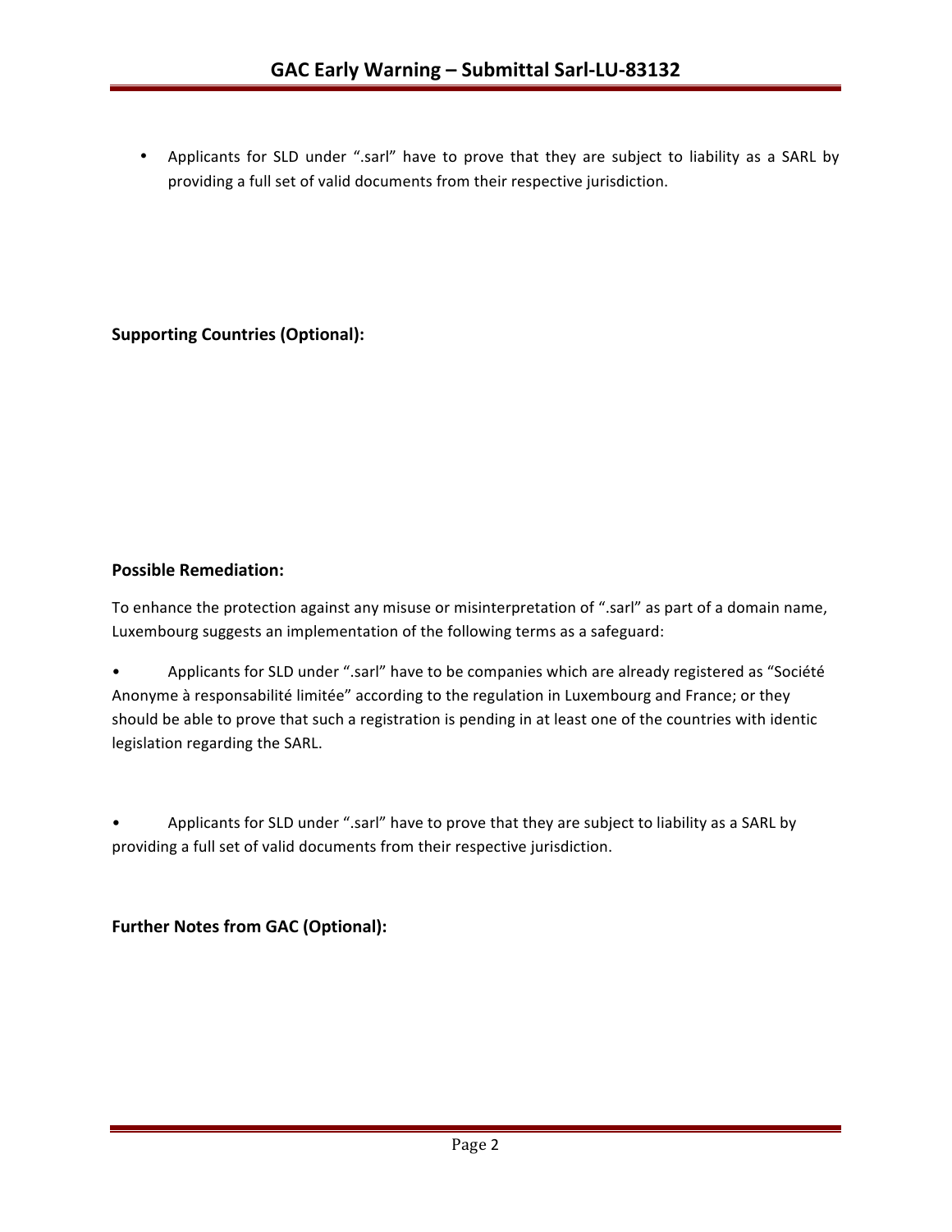- Applicants for SLD under ".sarl" have to prove that they are subject to liability as a SARL by providing a full set of valid documents from their respective jurisdiction.

**Supporting Countries (Optional):**

**Possible Remediation:**

To enhance the protection against any misuse or misinterpretation of ".sarl" as part of a domain name, Luxembourg suggests an implementation of the following terms as a safeguard:

- Applicants for SLD under ".sarl" have to be companies which are already registered as "Société Anonyme à responsabilité limitée" according to the regulation in Luxembourg and France; or they should be able to prove that such a registration is pending in at least one of the countries with identic legislation regarding the SARL.

- Applicants for SLD under ".sarl" have to prove that they are subject to liability as a SARL by providing a full set of valid documents from their respective jurisdiction.

**Further Notes from GAC (Optional):**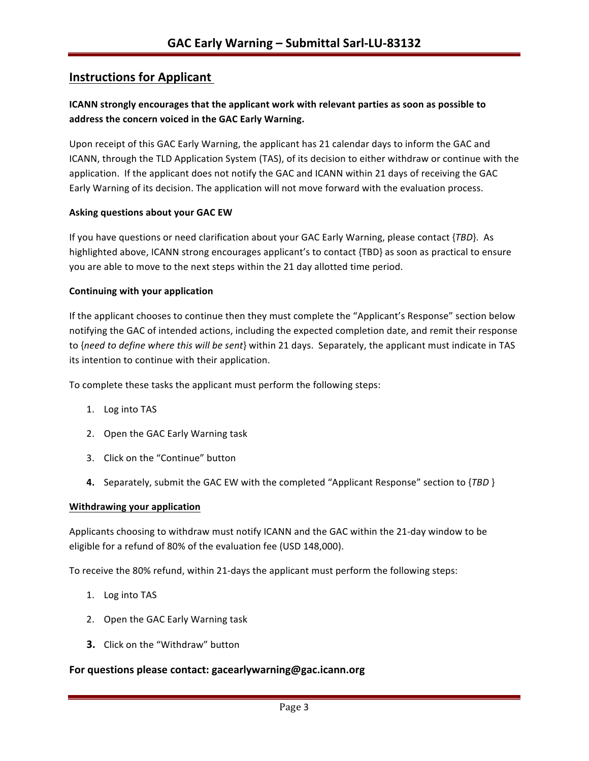## Instructions for Applicant

**ICANN strongly encourages that the applicant work with relevant parties as soon as possible to address the concern voiced in the GAC Early Warning.**

Upon receipt of this GAC Early Warning, the applicant has 21 calendar days to inform the GAC and ICANN, through the TLD Application System (TAS), of its decision to either withdraw or continue with the application. If the applicant does not notify the GAC and ICANN within 21 days of receiving the GAC Early Warning of its decision. The application will not move forward with the evaluation process.

**Asking questions about your GAC EW**

If you have questions or need clarification about your GAC Early Warning, please contact {*TBD*}. As highlighted above, ICANN strong encourages applicant's to contact {TBD} as soon as practical to ensure you are able to move to the next steps within the 21 day allotted time period.

**Continuing with your application**

If the applicant chooses to continue then they must complete the "Applicant's Response" section below notifying the GAC of intended actions, including the expected completion date, and remit their response to {*need to define where this will be sent*} within 21 days. Separately, the applicant must indicate in TAS its intention to continue with their application.

To complete these tasks the applicant must perform the following steps:

1. Log into TAS
2. Open the GAC Early Warning task
3. Click on the "Continue" button
4. Separately, submit the GAC EW with the completed "Applicant Response" section to {*TBD* }

**Withdrawing your application**

Applicants choosing to withdraw must notify ICANN and the GAC within the 21-day window to be eligible for a refund of 80% of the evaluation fee (USD 148,000).

To receive the 80% refund, within 21-days the applicant must perform the following steps:

1. Log into TAS
2. Open the GAC Early Warning task
3. Click on the "Withdraw" button

### For questions please contact: gacearlywarning@gac.icann.org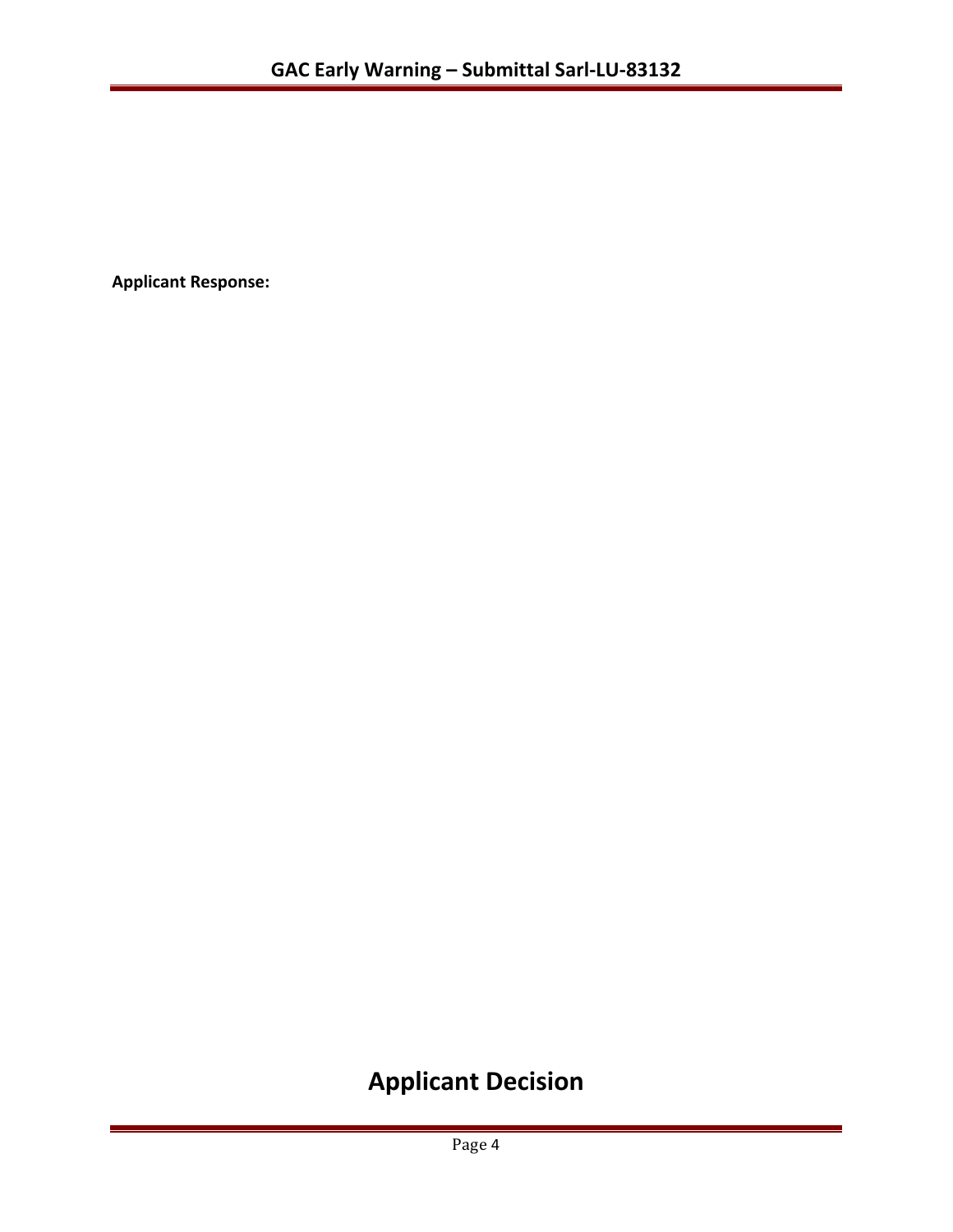**Applicant Response:**

# Applicant Decision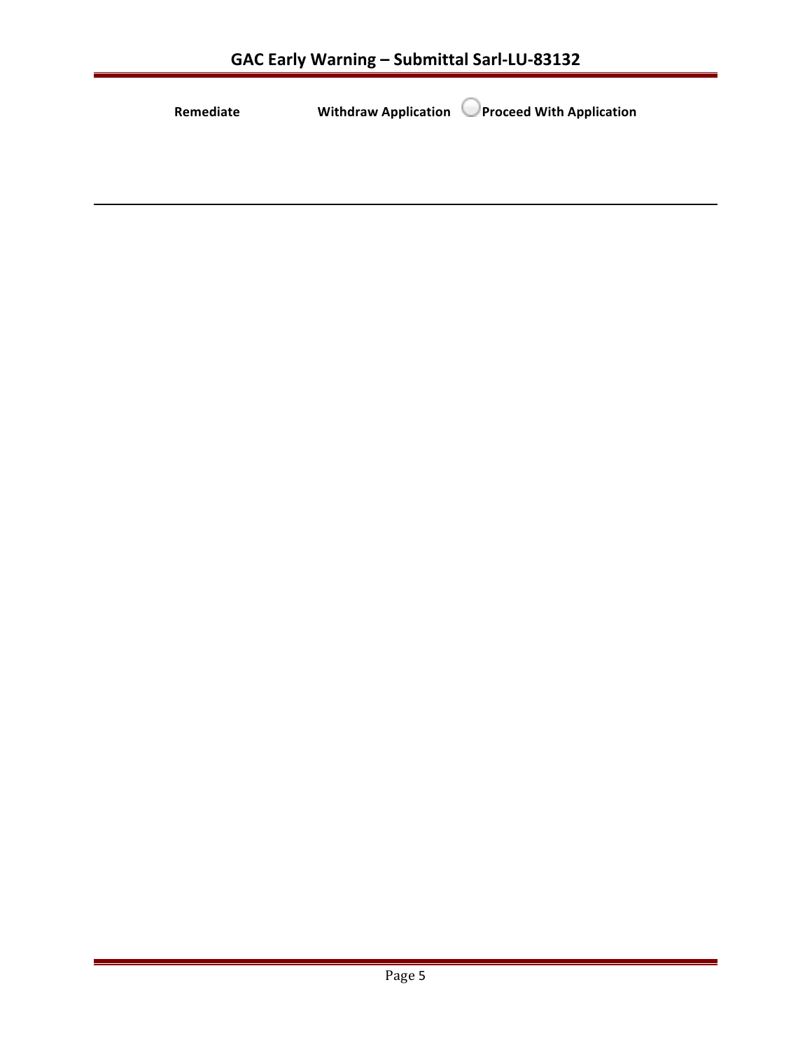**Remediate** **Withdraw Application** ◯ **Proceed With Application**